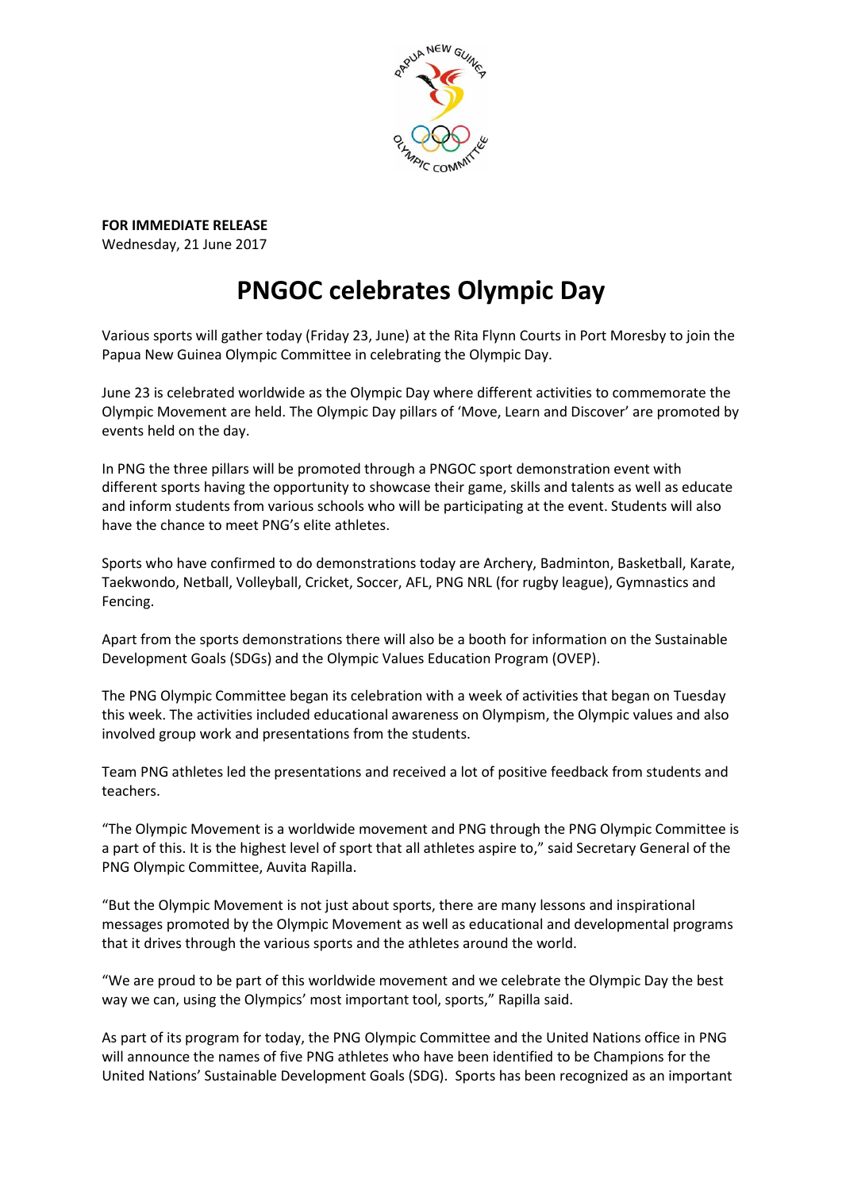**FOR IMMEDIATE RELEASE**
Wednesday, 21 June 2017

# PNGOC celebrates Olympic Day

Various sports will gather today (Friday 23, June) at the Rita Flynn Courts in Port Moresby to join the Papua New Guinea Olympic Committee in celebrating the Olympic Day.

June 23 is celebrated worldwide as the Olympic Day where different activities to commemorate the Olympic Movement are held. The Olympic Day pillars of 'Move, Learn and Discover' are promoted by events held on the day.

In PNG the three pillars will be promoted through a PNGOC sport demonstration event with different sports having the opportunity to showcase their game, skills and talents as well as educate and inform students from various schools who will be participating at the event. Students will also have the chance to meet PNG's elite athletes.

Sports who have confirmed to do demonstrations today are Archery, Badminton, Basketball, Karate, Taekwondo, Netball, Volleyball, Cricket, Soccer, AFL, PNG NRL (for rugby league), Gymnastics and Fencing.

Apart from the sports demonstrations there will also be a booth for information on the Sustainable Development Goals (SDGs) and the Olympic Values Education Program (OVEP).

The PNG Olympic Committee began its celebration with a week of activities that began on Tuesday this week. The activities included educational awareness on Olympism, the Olympic values and also involved group work and presentations from the students.

Team PNG athletes led the presentations and received a lot of positive feedback from students and teachers.

"The Olympic Movement is a worldwide movement and PNG through the PNG Olympic Committee is a part of this. It is the highest level of sport that all athletes aspire to," said Secretary General of the PNG Olympic Committee, Auvita Rapilla.

"But the Olympic Movement is not just about sports, there are many lessons and inspirational messages promoted by the Olympic Movement as well as educational and developmental programs that it drives through the various sports and the athletes around the world.

"We are proud to be part of this worldwide movement and we celebrate the Olympic Day the best way we can, using the Olympics' most important tool, sports," Rapilla said.

As part of its program for today, the PNG Olympic Committee and the United Nations office in PNG will announce the names of five PNG athletes who have been identified to be Champions for the United Nations' Sustainable Development Goals (SDG). Sports has been recognized as an important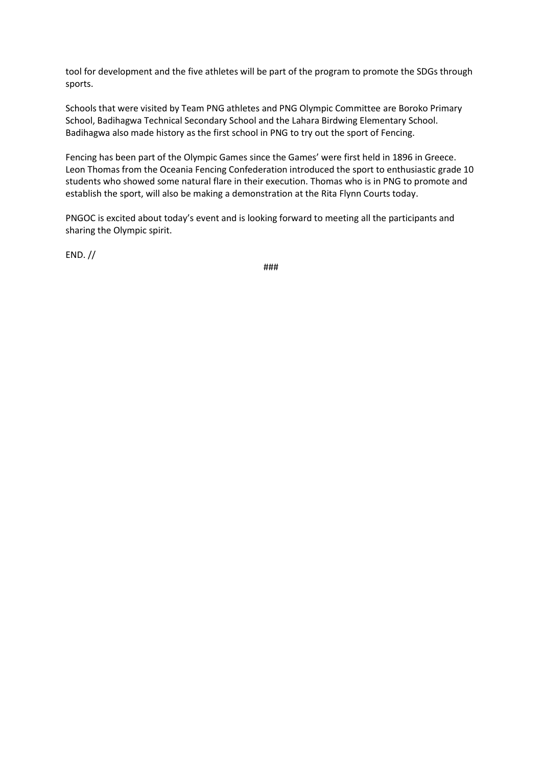tool for development and the five athletes will be part of the program to promote the SDGs through sports.

Schools that were visited by Team PNG athletes and PNG Olympic Committee are Boroko Primary School, Badihagwa Technical Secondary School and the Lahara Birdwing Elementary School. Badihagwa also made history as the first school in PNG to try out the sport of Fencing.

Fencing has been part of the Olympic Games since the Games' were first held in 1896 in Greece. Leon Thomas from the Oceania Fencing Confederation introduced the sport to enthusiastic grade 10 students who showed some natural flare in their execution. Thomas who is in PNG to promote and establish the sport, will also be making a demonstration at the Rita Flynn Courts today.

PNGOC is excited about today's event and is looking forward to meeting all the participants and sharing the Olympic spirit.

END. //

###